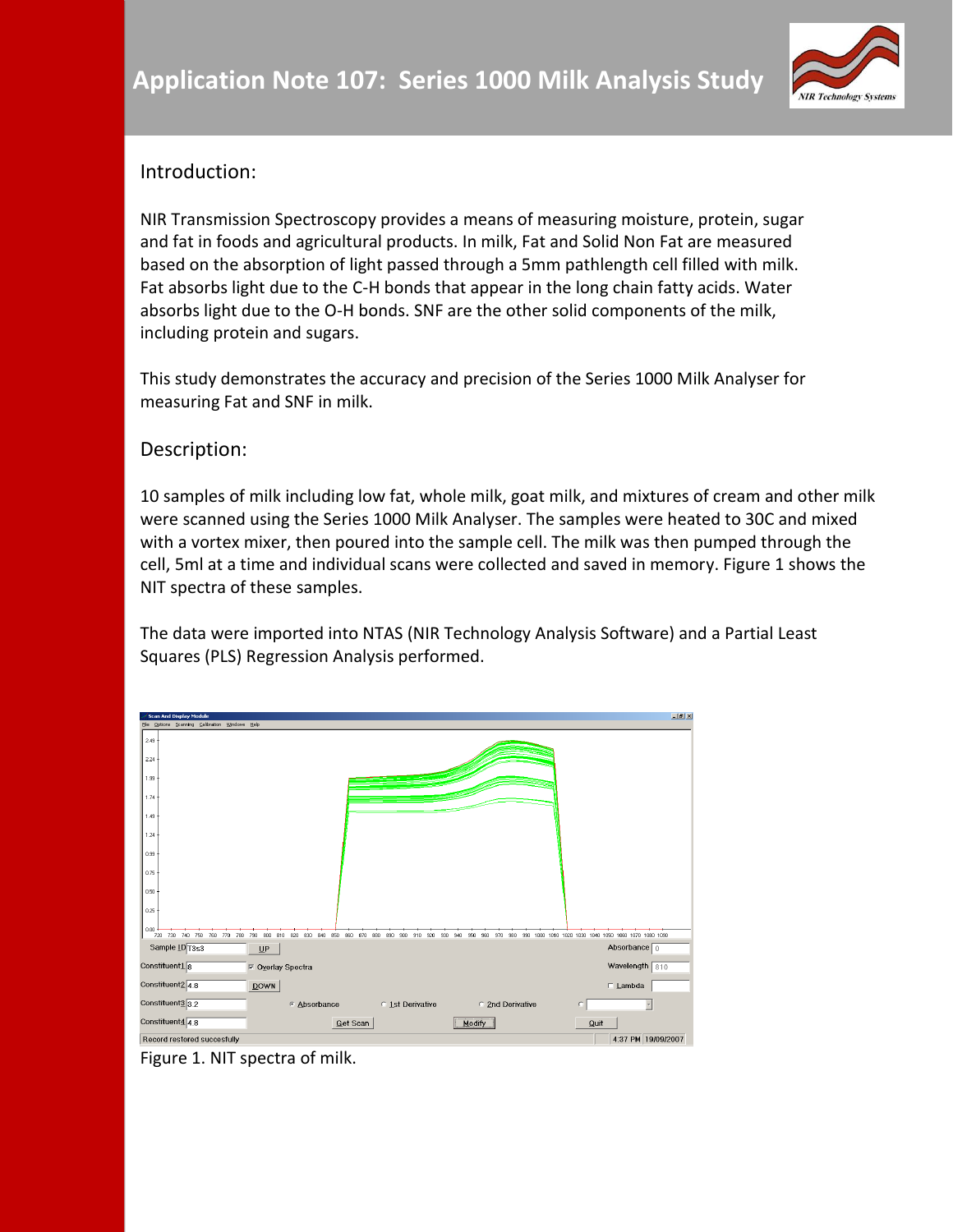# Application Note 107: Series 1000 Milk Analysis Study

## Introduction:

NIR Transmission Spectroscopy provides a means of measuring moisture, protein, sugar and fat in foods and agricultural products. In milk, Fat and Solid Non Fat are measured based on the absorption of light passed through a 5mm pathlength cell filled with milk. Fat absorbs light due to the C-H bonds that appear in the long chain fatty acids. Water absorbs light due to the O-H bonds. SNF are the other solid components of the milk, including protein and sugars.

This study demonstrates the accuracy and precision of the Series 1000 Milk Analyser for measuring Fat and SNF in milk.

## Description:

10 samples of milk including low fat, whole milk, goat milk, and mixtures of cream and other milk were scanned using the Series 1000 Milk Analyser. The samples were heated to 30C and mixed with a vortex mixer, then poured into the sample cell. The milk was then pumped through the cell, 5ml at a time and individual scans were collected and saved in memory. Figure 1 shows the NIT spectra of these samples.

The data were imported into NTAS (NIR Technology Analysis Software) and a Partial Least Squares (PLS) Regression Analysis performed.

Scan And Display Module

File Options Scanning Calibration Windows Help

2.49
2.24
1.99
1.74
1.49
1.24
0.99
0.75
0.50
0.25
0.00

720 730 740 750 760 770 780 790 800 810 820 830 840 850 860 870 880 890 900 910 920 930 940 950 960 970 980 990 1000 1010 1020 1030 1040 1050 1060 1070 1080 1090

Sample ID T3s3
Constituent1 8
Constituent2 4.8
Constituent3 3.2
Constituent4 4.8
UP
DOWN
Overlay Spectra
Absorbance
1st Derivative
2nd Derivative
Get Scan
Modify
Quit
Absorbance 0
Wavelength 810
Lambda
Record restored succesfully
4:37 PM 19/09/2007

Figure 1. NIT spectra of milk.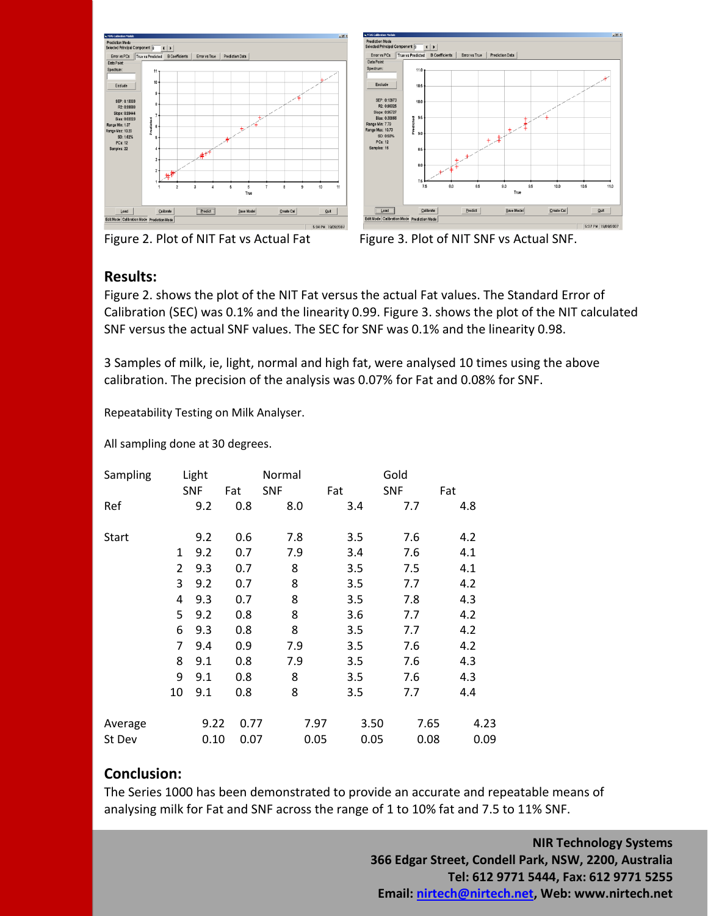Figure 2. Plot of NIT Fat vs Actual Fat

Figure 3. Plot of NIT SNF vs Actual SNF.

## Results:

Figure 2. shows the plot of the NIT Fat versus the actual Fat values. The Standard Error of Calibration (SEC) was 0.1% and the linearity 0.99. Figure 3. shows the plot of the NIT calculated SNF versus the actual SNF values. The SEC for SNF was 0.1% and the linearity 0.98.

3 Samples of milk, ie, light, normal and high fat, were analysed 10 times using the above calibration. The precision of the analysis was 0.07% for Fat and 0.08% for SNF.

Repeatability Testing on Milk Analyser.

All sampling done at 30 degrees.

| Sampling | | Light | | Normal | | Gold | |
|---|---|---|---|---|---|---|---|
| | | SNF | Fat | SNF | Fat | SNF | Fat |
| Ref | | 9.2 | 0.8 | 8.0 | 3.4 | 7.7 | 4.8 |
| Start | | 9.2 | 0.6 | 7.8 | 3.5 | 7.6 | 4.2 |
| | 1 | 9.2 | 0.7 | 7.9 | 3.4 | 7.6 | 4.1 |
| | 2 | 9.3 | 0.7 | 8 | 3.5 | 7.5 | 4.1 |
| | 3 | 9.2 | 0.7 | 8 | 3.5 | 7.7 | 4.2 |
| | 4 | 9.3 | 0.7 | 8 | 3.5 | 7.8 | 4.3 |
| | 5 | 9.2 | 0.8 | 8 | 3.6 | 7.7 | 4.2 |
| | 6 | 9.3 | 0.8 | 8 | 3.5 | 7.7 | 4.2 |
| | 7 | 9.4 | 0.9 | 7.9 | 3.5 | 7.6 | 4.2 |
| | 8 | 9.1 | 0.8 | 7.9 | 3.5 | 7.6 | 4.3 |
| | 9 | 9.1 | 0.8 | 8 | 3.5 | 7.6 | 4.3 |
| | 10 | 9.1 | 0.8 | 8 | 3.5 | 7.7 | 4.4 |
| Average | | 9.22 | 0.77 | 7.97 | 3.50 | 7.65 | 4.23 |
| St Dev | | 0.10 | 0.07 | 0.05 | 0.05 | 0.08 | 0.09 |

## Conclusion:

The Series 1000 has been demonstrated to provide an accurate and repeatable means of analysing milk for Fat and SNF across the range of 1 to 10% fat and 7.5 to 11% SNF.

**NIR Technology Systems**
**366 Edgar Street, Condell Park, NSW, 2200, Australia**
**Tel: 612 9771 5444, Fax: 612 9771 5255**
**Email: nirtech@nirtech.net, Web: www.nirtech.net**